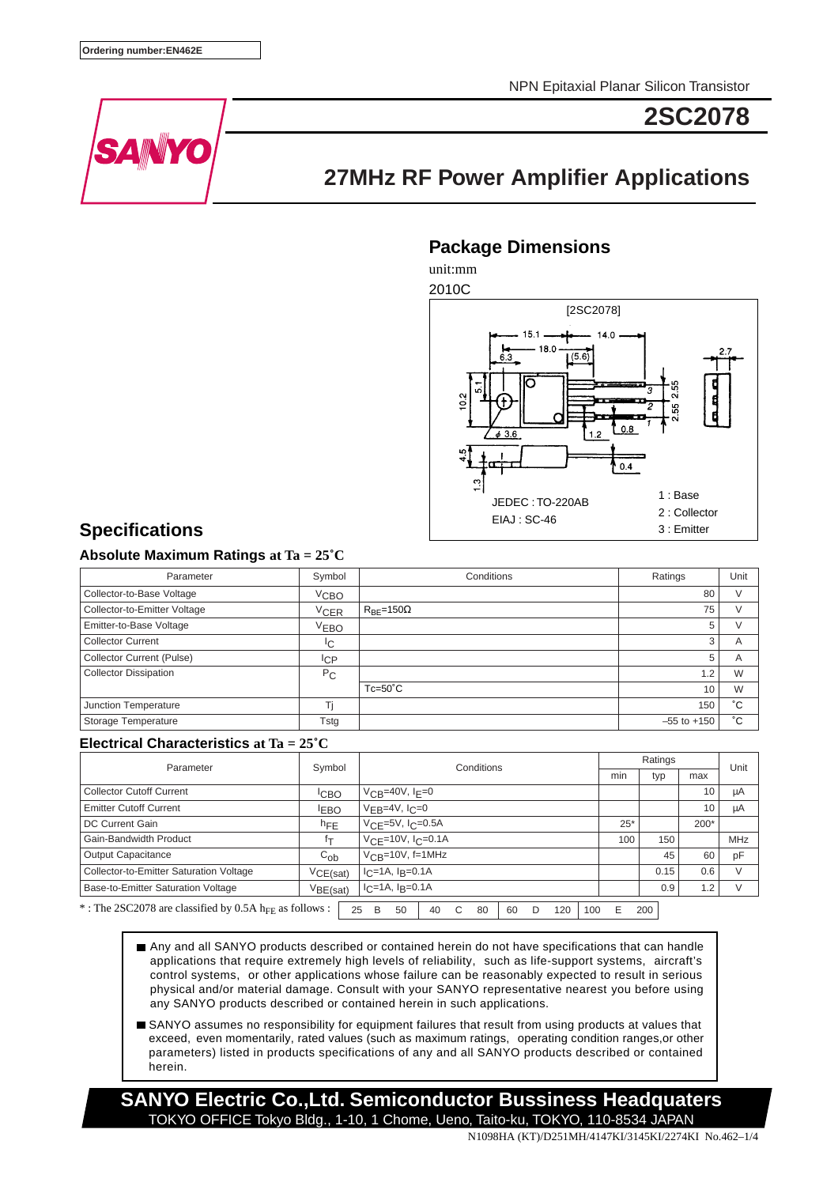Ordering number:EN462E

NPN Epitaxial Planar Silicon Transistor

# 2SC2078

SANYO

## 27MHz RF Power Amplifier Applications

## Package Dimensions

unit:mm

2010C

[2SC2078]

JEDEC : TO-220AB

EIAJ : SC-46

1 : Base

2 : Collector

3 : Emitter

## Specifications

### Absolute Maximum Ratings at Ta = 25˚C

| Parameter | Symbol | Conditions | Ratings | Unit |
|---|---|---|---|---|
| Collector-to-Base Voltage | $V_{CBO}$ | | 80 | V |
| Collector-to-Emitter Voltage | $V_{CER}$ | $R_{BE}$=150Ω | 75 | V |
| Emitter-to-Base Voltage | $V_{EBO}$ | | 5 | V |
| Collector Current | $I_C$ | | 3 | A |
| Collector Current (Pulse) | $I_{CP}$ | | 5 | A |
| Collector Dissipation | $P_C$ | | 1.2 | W |
| | | Tc=50˚C | 10 | W |
| Junction Temperature | Tj | | 150 | ˚C |
| Storage Temperature | Tstg | | –55 to +150 | ˚C |

### Electrical Characteristics at Ta = 25˚C

| Parameter | Symbol | Conditions | Ratings | | | Unit |
|---|---|---|---|---|---|---|
| | | | min | typ | max | |
| Collector Cutoff Current | $I_{CBO}$ | $V_{CB}$=40V, $I_E$=0 | | | 10 | µA |
| Emitter Cutoff Current | $I_{EBO}$ | $V_{EB}$=4V, $I_C$=0 | | | 10 | µA |
| DC Current Gain | $h_{FE}$ | $V_{CE}$=5V, $I_C$=0.5A | 25* | | 200* | |
| Gain-Bandwidth Product | $f_T$ | $V_{CE}$=10V, $I_C$=0.1A | 100 | 150 | | MHz |
| Output Capacitance | $C_{ob}$ | $V_{CB}$=10V, f=1MHz | | 45 | 60 | pF |
| Collector-to-Emitter Saturation Voltage | $V_{CE(sat)}$ | $I_C$=1A, $I_B$=0.1A | | 0.15 | 0.6 | V |
| Base-to-Emitter Saturation Voltage | $V_{BE(sat)}$ | $I_C$=1A, $I_B$=0.1A | | 0.9 | 1.2 | V |

* : The 2SC2078 are classified by 0.5A $h_{FE}$ as follows :

| 25 B 50 | 40 C 80 | 60 D 120 | 100 E 200 |
|---|---|---|---|

- Any and all SANYO products described or contained herein do not have specifications that can handle applications that require extremely high levels of reliability, such as life-support systems, aircraft's control systems, or other applications whose failure can be reasonably expected to result in serious physical and/or material damage. Consult with your SANYO representative nearest you before using any SANYO products described or contained herein in such applications.
- SANYO assumes no responsibility for equipment failures that result from using products at values that exceed, even momentarily, rated values (such as maximum ratings, operating condition ranges,or other parameters) listed in products specifications of any and all SANYO products described or contained herein.

**SANYO Electric Co.,Ltd. Semiconductor Bussiness Headquaters**

TOKYO OFFICE Tokyo Bldg., 1-10, 1 Chome, Ueno, Taito-ku, TOKYO, 110-8534 JAPAN

N1098HA (KT)/D251MH/4147KI/3145KI/2274KI No.462–1/4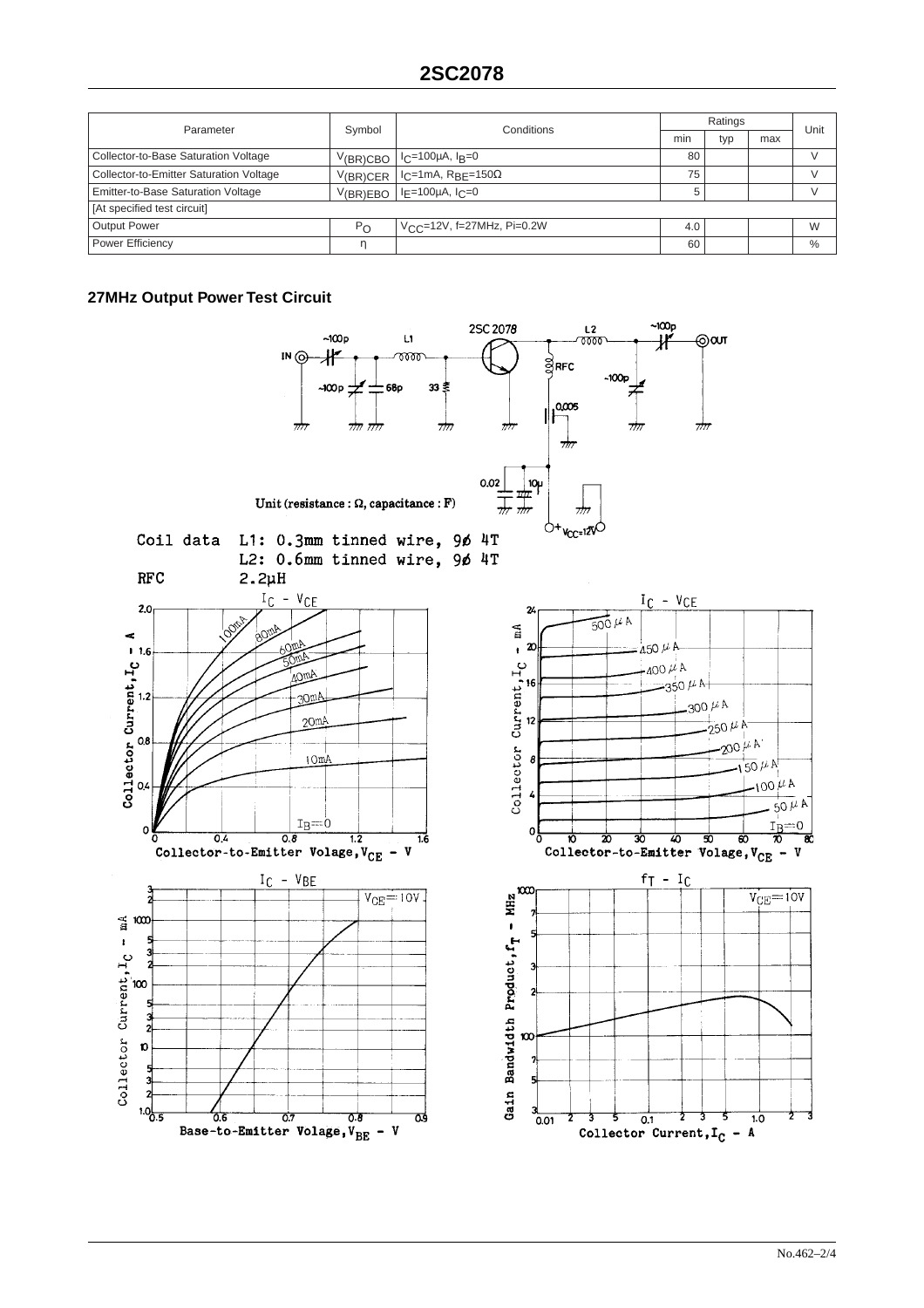## 2SC2078

| Parameter | Symbol | Conditions | Ratings | | | Unit |
|---|---|---|---|---|---|---|
| | | | min | typ | max | |
| Collector-to-Base Saturation Voltage | $V_{(BR)CBO}$ | $I_C$=100μA, $I_B$=0 | 80 | | | V |
| Collector-to-Emitter Saturation Voltage | $V_{(BR)CER}$ | $I_C$=1mA, $R_{BE}$=150Ω | 75 | | | V |
| Emitter-to-Base Saturation Voltage | $V_{(BR)EBO}$ | $I_E$=100μA, $I_C$=0 | 5 | | | V |
| [At specified test circuit] | | | | | | |
| Output Power | $P_O$ | $V_{CC}$=12V, f=27MHz, Pi=0.2W | 4.0 | | | W |
| Power Efficiency | η | | 60 | | | % |

### 27MHz Output Power Test Circuit

Unit (resistance : Ω, capacitance : F)

Coil data L1: 0.3mm tinned wire, 9ϕ 4T
L2: 0.6mm tinned wire, 9ϕ 4T
RFC 2.2μH

$I_C$ - $V_{CE}$

$I_C$ - $V_{CE}$

$I_C$ - $V_{BE}$

$f_T$ - $I_C$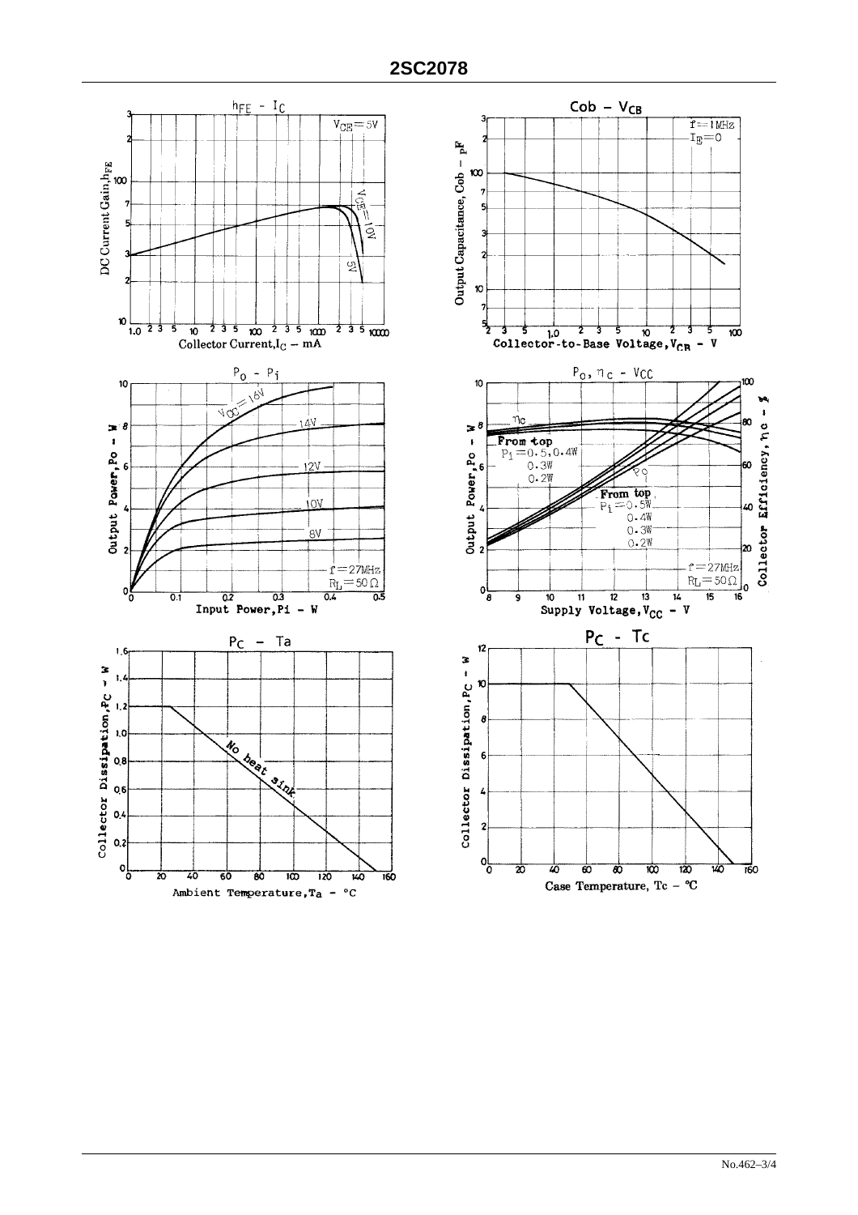## 2SC2078

$h_{FE}$ - $I_C$

$V_{CE}$=5V

$V_{CE}$=10V

5V

DC Current Gain, $h_{FE}$

Collector Current, $I_C$ – mA

Cob – $V_{CB}$

f=1MHz
$I_E$=0

Output Capacitance, Cob – pF

Collector-to-Base Voltage, $V_{CB}$ – V

$P_o$ - $P_i$

$V_{CC}$=16V

14V

12V

10V

8V

f=27MHz
$R_L$=50Ω

Output Power, Po – W

Input Power, Pi – W

$P_o$, $\eta_c$ - $V_{CC}$

$\eta_c$

From top
$P_i$=0.5, 0.4W
0.3W
0.2W

Po

From top
$P_i$=0.5W
0.4W
0.3W
0.2W

f=27MHz
$R_L$=50Ω

Output Power, Po – W

Collector Efficiency, $\eta_c$ – %

Supply Voltage, $V_{CC}$ – V

$P_C$ - Ta

No heat sink

Collector Dissipation, $P_C$ – W

Ambient Temperature, Ta – °C

$P_C$ - Tc

Collector Dissipation, $P_C$ – W

Case Temperature, Tc – °C

No.462–3/4